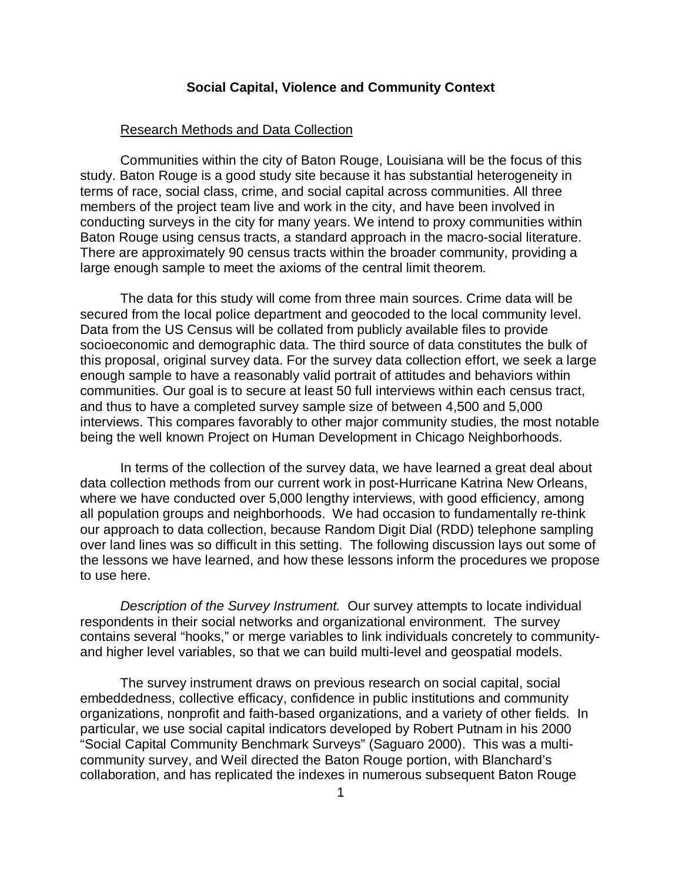# Social Capital, Violence and Community Context

## Research Methods and Data Collection

Communities within the city of Baton Rouge, Louisiana will be the focus of this study. Baton Rouge is a good study site because it has substantial heterogeneity in terms of race, social class, crime, and social capital across communities. All three members of the project team live and work in the city, and have been involved in conducting surveys in the city for many years. We intend to proxy communities within Baton Rouge using census tracts, a standard approach in the macro-social literature. There are approximately 90 census tracts within the broader community, providing a large enough sample to meet the axioms of the central limit theorem.

The data for this study will come from three main sources. Crime data will be secured from the local police department and geocoded to the local community level. Data from the US Census will be collated from publicly available files to provide socioeconomic and demographic data. The third source of data constitutes the bulk of this proposal, original survey data. For the survey data collection effort, we seek a large enough sample to have a reasonably valid portrait of attitudes and behaviors within communities. Our goal is to secure at least 50 full interviews within each census tract, and thus to have a completed survey sample size of between 4,500 and 5,000 interviews. This compares favorably to other major community studies, the most notable being the well known Project on Human Development in Chicago Neighborhoods.

In terms of the collection of the survey data, we have learned a great deal about data collection methods from our current work in post-Hurricane Katrina New Orleans, where we have conducted over 5,000 lengthy interviews, with good efficiency, among all population groups and neighborhoods. We had occasion to fundamentally re-think our approach to data collection, because Random Digit Dial (RDD) telephone sampling over land lines was so difficult in this setting. The following discussion lays out some of the lessons we have learned, and how these lessons inform the procedures we propose to use here.

*Description of the Survey Instrument.* Our survey attempts to locate individual respondents in their social networks and organizational environment. The survey contains several "hooks," or merge variables to link individuals concretely to community- and higher level variables, so that we can build multi-level and geospatial models.

The survey instrument draws on previous research on social capital, social embeddedness, collective efficacy, confidence in public institutions and community organizations, nonprofit and faith-based organizations, and a variety of other fields. In particular, we use social capital indicators developed by Robert Putnam in his 2000 "Social Capital Community Benchmark Surveys" (Saguaro 2000). This was a multi-community survey, and Weil directed the Baton Rouge portion, with Blanchard's collaboration, and has replicated the indexes in numerous subsequent Baton Rouge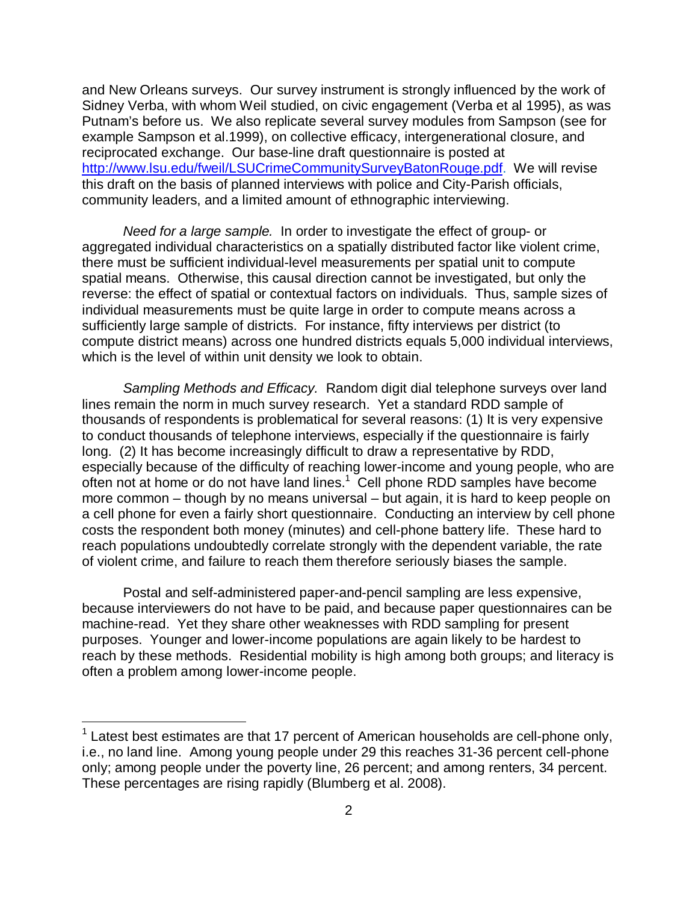and New Orleans surveys. Our survey instrument is strongly influenced by the work of Sidney Verba, with whom Weil studied, on civic engagement (Verba et al 1995), as was Putnam's before us. We also replicate several survey modules from Sampson (see for example Sampson et al.1999), on collective efficacy, intergenerational closure, and reciprocated exchange. Our base-line draft questionnaire is posted at [http://www.lsu.edu/fweil/LSUCrimeCommunitySurveyBatonRouge.pdf](http://www.lsu.edu/fweil/LSUCrimeCommunitySurveyBatonRouge.pdf). We will revise this draft on the basis of planned interviews with police and City-Parish officials, community leaders, and a limited amount of ethnographic interviewing.

*Need for a large sample.* In order to investigate the effect of group- or aggregated individual characteristics on a spatially distributed factor like violent crime, there must be sufficient individual-level measurements per spatial unit to compute spatial means. Otherwise, this causal direction cannot be investigated, but only the reverse: the effect of spatial or contextual factors on individuals. Thus, sample sizes of individual measurements must be quite large in order to compute means across a sufficiently large sample of districts. For instance, fifty interviews per district (to compute district means) across one hundred districts equals 5,000 individual interviews, which is the level of within unit density we look to obtain.

*Sampling Methods and Efficacy.* Random digit dial telephone surveys over land lines remain the norm in much survey research. Yet a standard RDD sample of thousands of respondents is problematical for several reasons: (1) It is very expensive to conduct thousands of telephone interviews, especially if the questionnaire is fairly long. (2) It has become increasingly difficult to draw a representative by RDD, especially because of the difficulty of reaching lower-income and young people, who are often not at home or do not have land lines.[1] Cell phone RDD samples have become more common – though by no means universal – but again, it is hard to keep people on a cell phone for even a fairly short questionnaire. Conducting an interview by cell phone costs the respondent both money (minutes) and cell-phone battery life. These hard to reach populations undoubtedly correlate strongly with the dependent variable, the rate of violent crime, and failure to reach them therefore seriously biases the sample.

Postal and self-administered paper-and-pencil sampling are less expensive, because interviewers do not have to be paid, and because paper questionnaires can be machine-read. Yet they share other weaknesses with RDD sampling for present purposes. Younger and lower-income populations are again likely to be hardest to reach by these methods. Residential mobility is high among both groups; and literacy is often a problem among lower-income people.

---

[1] Latest best estimates are that 17 percent of American households are cell-phone only, i.e., no land line. Among young people under 29 this reaches 31-36 percent cell-phone only; among people under the poverty line, 26 percent; and among renters, 34 percent. These percentages are rising rapidly (Blumberg et al. 2008).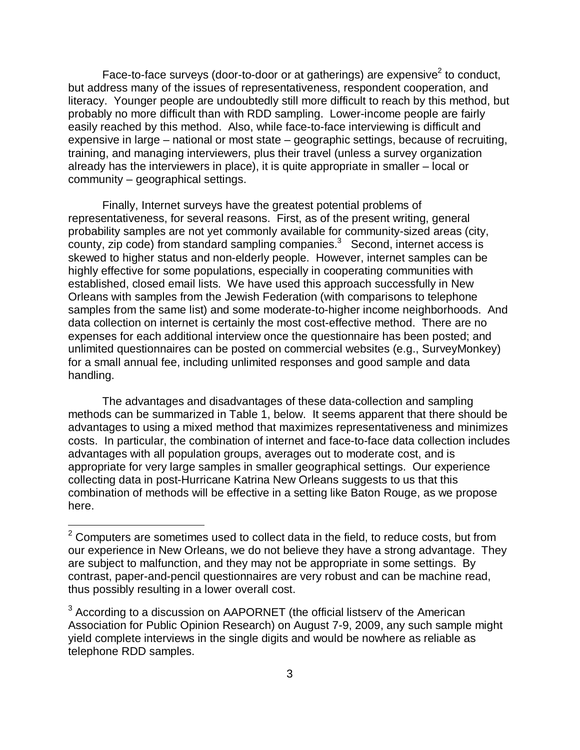Face-to-face surveys (door-to-door or at gatherings) are expensive[2] to conduct, but address many of the issues of representativeness, respondent cooperation, and literacy. Younger people are undoubtedly still more difficult to reach by this method, but probably no more difficult than with RDD sampling. Lower-income people are fairly easily reached by this method. Also, while face-to-face interviewing is difficult and expensive in large – national or most state – geographic settings, because of recruiting, training, and managing interviewers, plus their travel (unless a survey organization already has the interviewers in place), it is quite appropriate in smaller – local or community – geographical settings.

Finally, Internet surveys have the greatest potential problems of representativeness, for several reasons. First, as of the present writing, general probability samples are not yet commonly available for community-sized areas (city, county, zip code) from standard sampling companies.[3] Second, internet access is skewed to higher status and non-elderly people. However, internet samples can be highly effective for some populations, especially in cooperating communities with established, closed email lists. We have used this approach successfully in New Orleans with samples from the Jewish Federation (with comparisons to telephone samples from the same list) and some moderate-to-higher income neighborhoods. And data collection on internet is certainly the most cost-effective method. There are no expenses for each additional interview once the questionnaire has been posted; and unlimited questionnaires can be posted on commercial websites (e.g., SurveyMonkey) for a small annual fee, including unlimited responses and good sample and data handling.

The advantages and disadvantages of these data-collection and sampling methods can be summarized in Table 1, below. It seems apparent that there should be advantages to using a mixed method that maximizes representativeness and minimizes costs. In particular, the combination of internet and face-to-face data collection includes advantages with all population groups, averages out to moderate cost, and is appropriate for very large samples in smaller geographical settings. Our experience collecting data in post-Hurricane Katrina New Orleans suggests to us that this combination of methods will be effective in a setting like Baton Rouge, as we propose here.

---

[2] Computers are sometimes used to collect data in the field, to reduce costs, but from our experience in New Orleans, we do not believe they have a strong advantage. They are subject to malfunction, and they may not be appropriate in some settings. By contrast, paper-and-pencil questionnaires are very robust and can be machine read, thus possibly resulting in a lower overall cost.

[3] According to a discussion on AAPORNET (the official listserv of the American Association for Public Opinion Research) on August 7-9, 2009, any such sample might yield complete interviews in the single digits and would be nowhere as reliable as telephone RDD samples.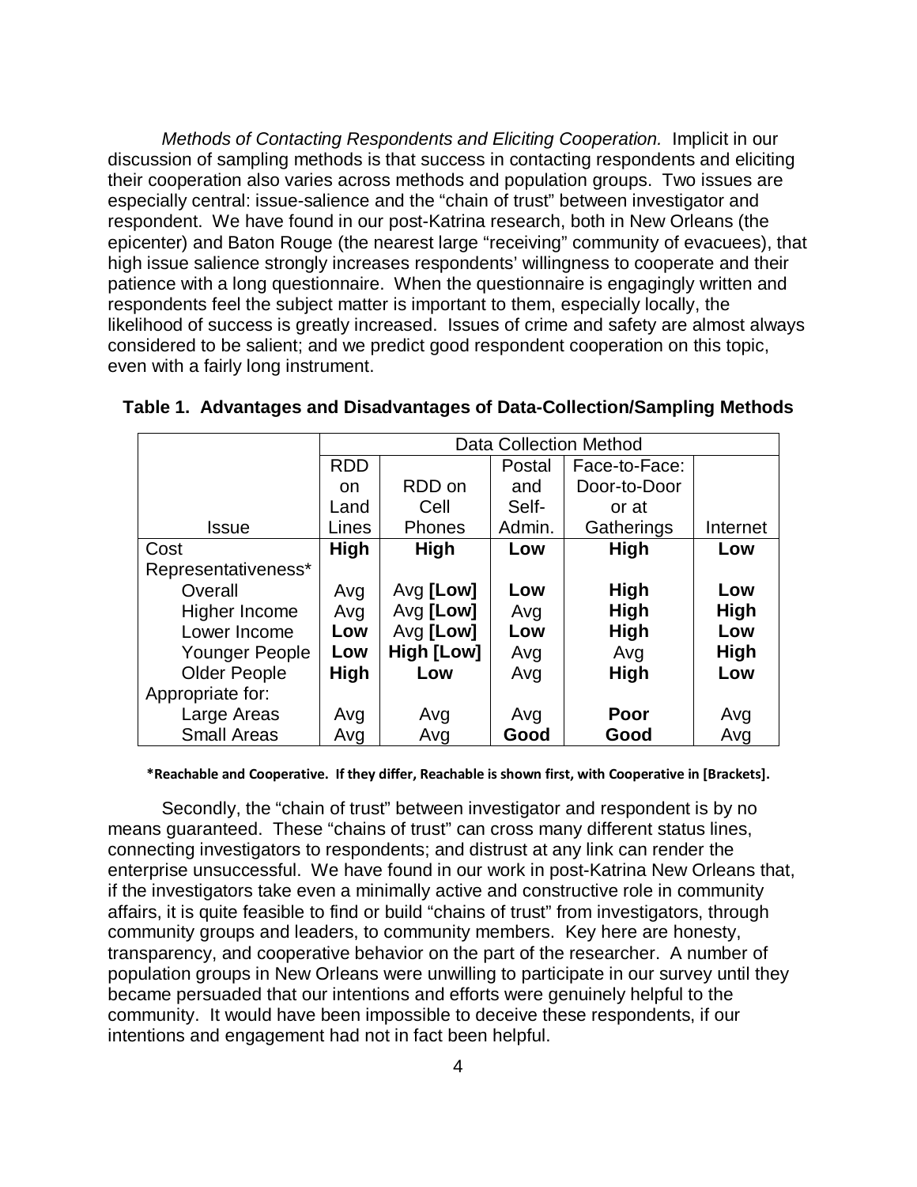*Methods of Contacting Respondents and Eliciting Cooperation.* Implicit in our discussion of sampling methods is that success in contacting respondents and eliciting their cooperation also varies across methods and population groups. Two issues are especially central: issue-salience and the "chain of trust" between investigator and respondent. We have found in our post-Katrina research, both in New Orleans (the epicenter) and Baton Rouge (the nearest large "receiving" community of evacuees), that high issue salience strongly increases respondents' willingness to cooperate and their patience with a long questionnaire. When the questionnaire is engagingly written and respondents feel the subject matter is important to them, especially locally, the likelihood of success is greatly increased. Issues of crime and safety are almost always considered to be salient; and we predict good respondent cooperation on this topic, even with a fairly long instrument.

**Table 1. Advantages and Disadvantages of Data-Collection/Sampling Methods**

| | Data Collection Method | | | | |
|---|---|---|---|---|---|
| Issue | RDD on Land Lines | RDD on Cell Phones | Postal and Self-Admin. | Face-to-Face: Door-to-Door or at Gatherings | Internet |
| Cost | **High** | **High** | **Low** | **High** | **Low** |
| Representativeness* | | | | | |
| Overall | Avg | Avg **[Low]** | **Low** | **High** | **Low** |
| Higher Income | Avg | Avg **[Low]** | Avg | **High** | **High** |
| Lower Income | **Low** | Avg **[Low]** | **Low** | **High** | **Low** |
| Younger People | **Low** | **High [Low]** | Avg | Avg | **High** |
| Older People | **High** | **Low** | Avg | **High** | **Low** |
| Appropriate for: | | | | | |
| Large Areas | Avg | Avg | Avg | **Poor** | Avg |
| Small Areas | Avg | Avg | **Good** | **Good** | Avg |

**\*Reachable and Cooperative. If they differ, Reachable is shown first, with Cooperative in [Brackets].**

Secondly, the "chain of trust" between investigator and respondent is by no means guaranteed. These "chains of trust" can cross many different status lines, connecting investigators to respondents; and distrust at any link can render the enterprise unsuccessful. We have found in our work in post-Katrina New Orleans that, if the investigators take even a minimally active and constructive role in community affairs, it is quite feasible to find or build "chains of trust" from investigators, through community groups and leaders, to community members. Key here are honesty, transparency, and cooperative behavior on the part of the researcher. A number of population groups in New Orleans were unwilling to participate in our survey until they became persuaded that our intentions and efforts were genuinely helpful to the community. It would have been impossible to deceive these respondents, if our intentions and engagement had not in fact been helpful.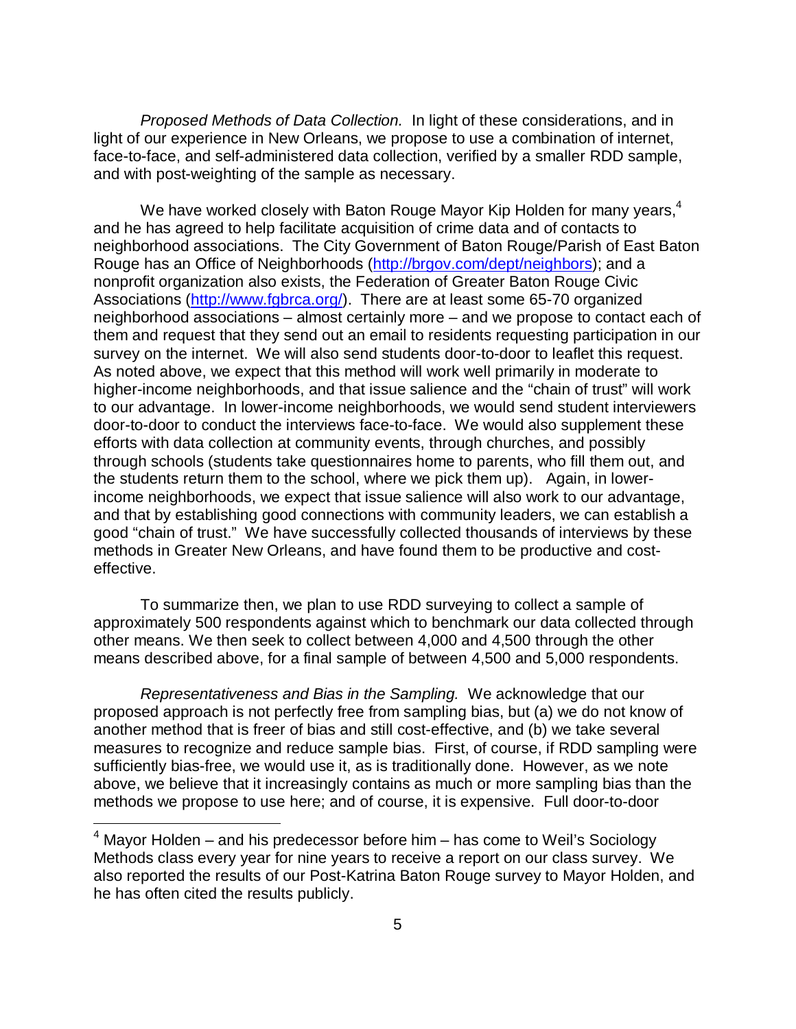*Proposed Methods of Data Collection.* In light of these considerations, and in light of our experience in New Orleans, we propose to use a combination of internet, face-to-face, and self-administered data collection, verified by a smaller RDD sample, and with post-weighting of the sample as necessary.

We have worked closely with Baton Rouge Mayor Kip Holden for many years,[4] and he has agreed to help facilitate acquisition of crime data and of contacts to neighborhood associations. The City Government of Baton Rouge/Parish of East Baton Rouge has an Office of Neighborhoods (http://brgov.com/dept/neighbors); and a nonprofit organization also exists, the Federation of Greater Baton Rouge Civic Associations (http://www.fgbrca.org/). There are at least some 65-70 organized neighborhood associations – almost certainly more – and we propose to contact each of them and request that they send out an email to residents requesting participation in our survey on the internet. We will also send students door-to-door to leaflet this request. As noted above, we expect that this method will work well primarily in moderate to higher-income neighborhoods, and that issue salience and the "chain of trust" will work to our advantage. In lower-income neighborhoods, we would send student interviewers door-to-door to conduct the interviews face-to-face. We would also supplement these efforts with data collection at community events, through churches, and possibly through schools (students take questionnaires home to parents, who fill them out, and the students return them to the school, where we pick them up). Again, in lower-income neighborhoods, we expect that issue salience will also work to our advantage, and that by establishing good connections with community leaders, we can establish a good "chain of trust." We have successfully collected thousands of interviews by these methods in Greater New Orleans, and have found them to be productive and cost-effective.

To summarize then, we plan to use RDD surveying to collect a sample of approximately 500 respondents against which to benchmark our data collected through other means. We then seek to collect between 4,000 and 4,500 through the other means described above, for a final sample of between 4,500 and 5,000 respondents.

*Representativeness and Bias in the Sampling.* We acknowledge that our proposed approach is not perfectly free from sampling bias, but (a) we do not know of another method that is freer of bias and still cost-effective, and (b) we take several measures to recognize and reduce sample bias. First, of course, if RDD sampling were sufficiently bias-free, we would use it, as is traditionally done. However, as we note above, we believe that it increasingly contains as much or more sampling bias than the methods we propose to use here; and of course, it is expensive. Full door-to-door

---

[4] Mayor Holden – and his predecessor before him – has come to Weil's Sociology Methods class every year for nine years to receive a report on our class survey. We also reported the results of our Post-Katrina Baton Rouge survey to Mayor Holden, and he has often cited the results publicly.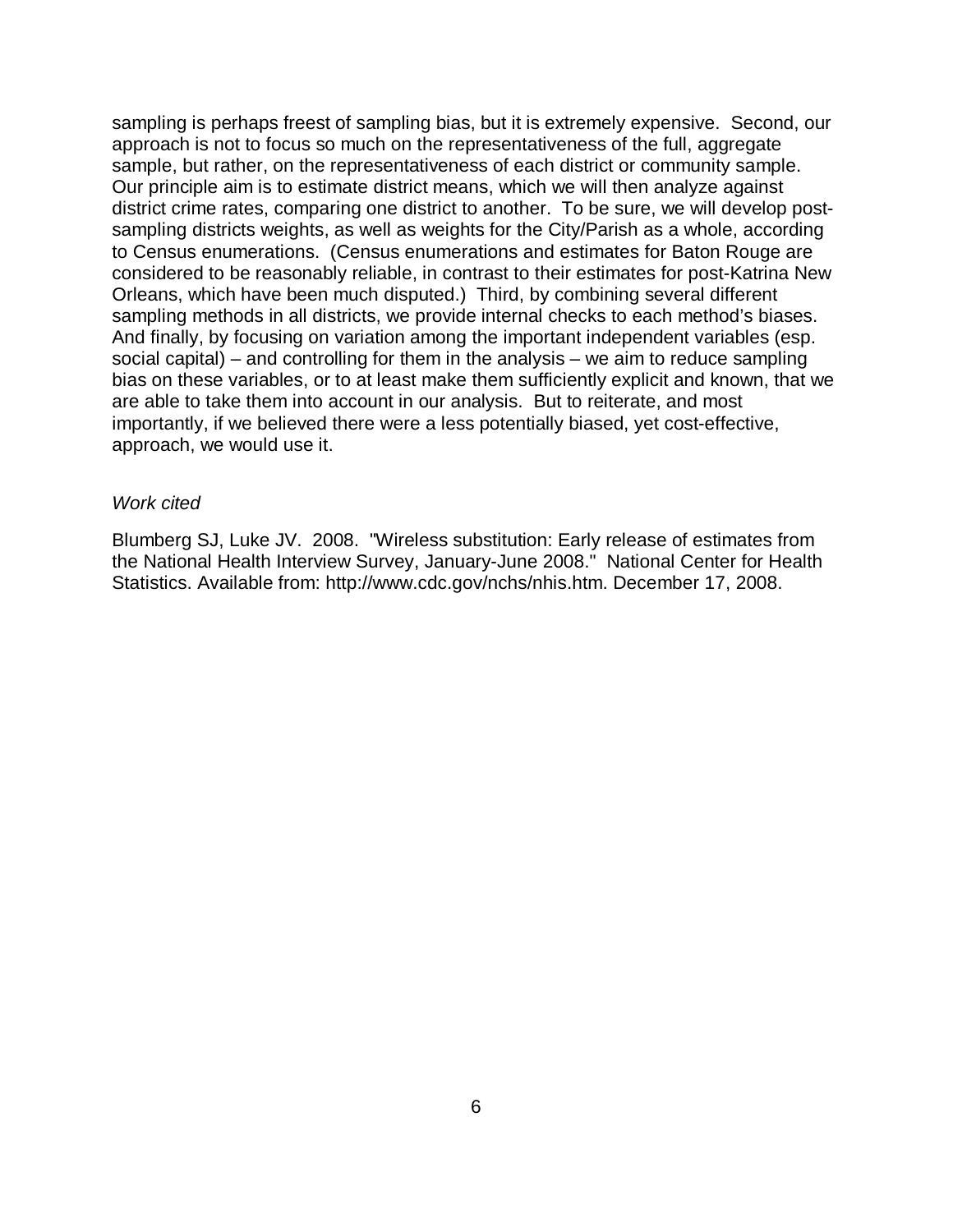sampling is perhaps freest of sampling bias, but it is extremely expensive. Second, our approach is not to focus so much on the representativeness of the full, aggregate sample, but rather, on the representativeness of each district or community sample. Our principle aim is to estimate district means, which we will then analyze against district crime rates, comparing one district to another. To be sure, we will develop post-sampling districts weights, as well as weights for the City/Parish as a whole, according to Census enumerations. (Census enumerations and estimates for Baton Rouge are considered to be reasonably reliable, in contrast to their estimates for post-Katrina New Orleans, which have been much disputed.) Third, by combining several different sampling methods in all districts, we provide internal checks to each method's biases. And finally, by focusing on variation among the important independent variables (esp. social capital) – and controlling for them in the analysis – we aim to reduce sampling bias on these variables, or to at least make them sufficiently explicit and known, that we are able to take them into account in our analysis. But to reiterate, and most importantly, if we believed there were a less potentially biased, yet cost-effective, approach, we would use it.

*Work cited*

Blumberg SJ, Luke JV. 2008. "Wireless substitution: Early release of estimates from the National Health Interview Survey, January-June 2008." National Center for Health Statistics. Available from: http://www.cdc.gov/nchs/nhis.htm. December 17, 2008.